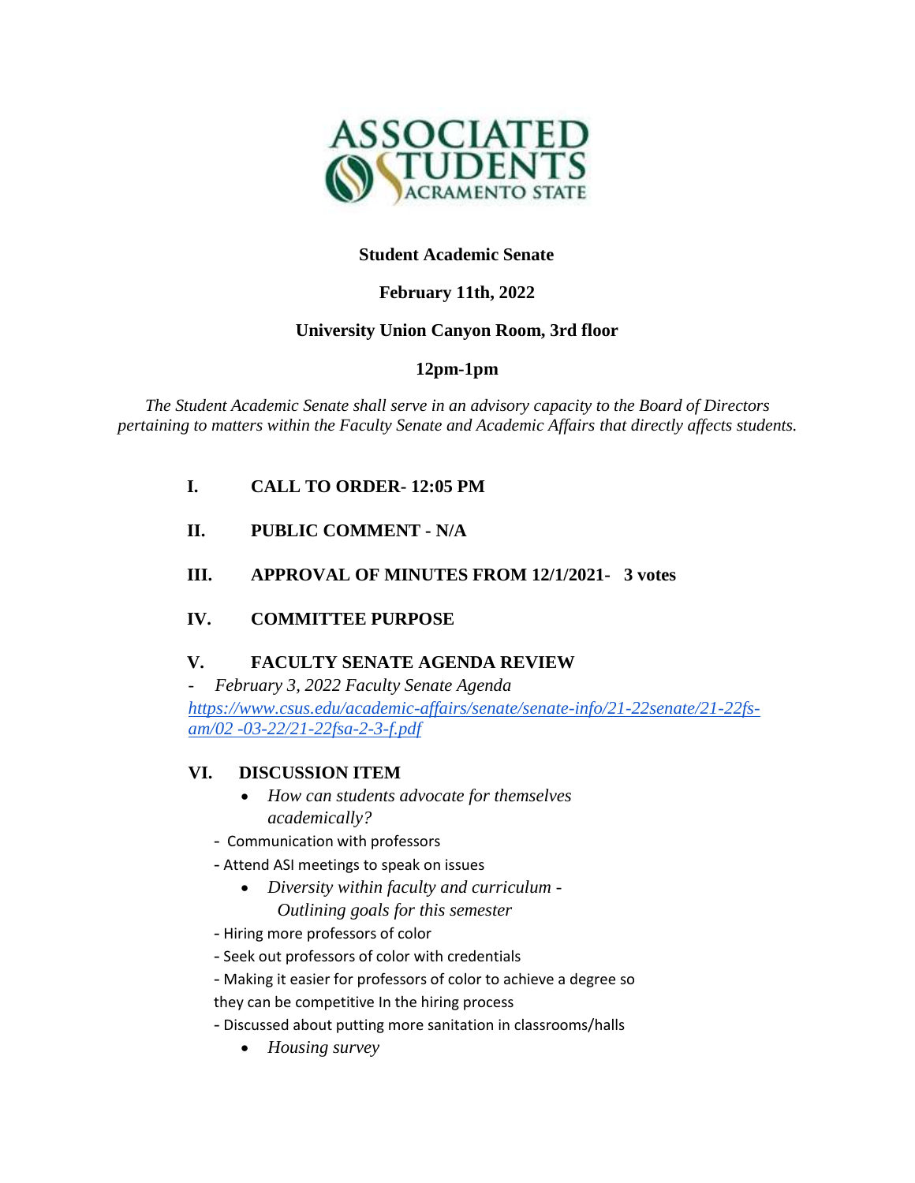**Student Academic Senate**

**February 11th, 2022**

**University Union Canyon Room, 3rd floor**

**12pm-1pm**

*The Student Academic Senate shall serve in an advisory capacity to the Board of Directors pertaining to matters within the Faculty Senate and Academic Affairs that directly affects students.*

**I. CALL TO ORDER- 12:05 PM**

**II. PUBLIC COMMENT - N/A**

**III. APPROVAL OF MINUTES FROM 12/1/2021- 3 votes**

**IV. COMMITTEE PURPOSE**

**V. FACULTY SENATE AGENDA REVIEW**

- *February 3, 2022 Faculty Senate Agenda*

[https://www.csus.edu/academic-affairs/senate/senate-info/21-22senate/21-22fs-am/02 -03-22/21-22fsa-2-3-f.pdf](https://www.csus.edu/academic-affairs/senate/senate-info/21-22senate/21-22fs-am/02-03-22/21-22fsa-2-3-f.pdf)

**VI. DISCUSSION ITEM**

- *How can students advocate for themselves academically?*

- Communication with professors

- Attend ASI meetings to speak on issues

- *Diversity within faculty and curriculum - Outlining goals for this semester*

- Hiring more professors of color

- Seek out professors of color with credentials

- Making it easier for professors of color to achieve a degree so they can be competitive In the hiring process

- Discussed about putting more sanitation in classrooms/halls

- *Housing survey*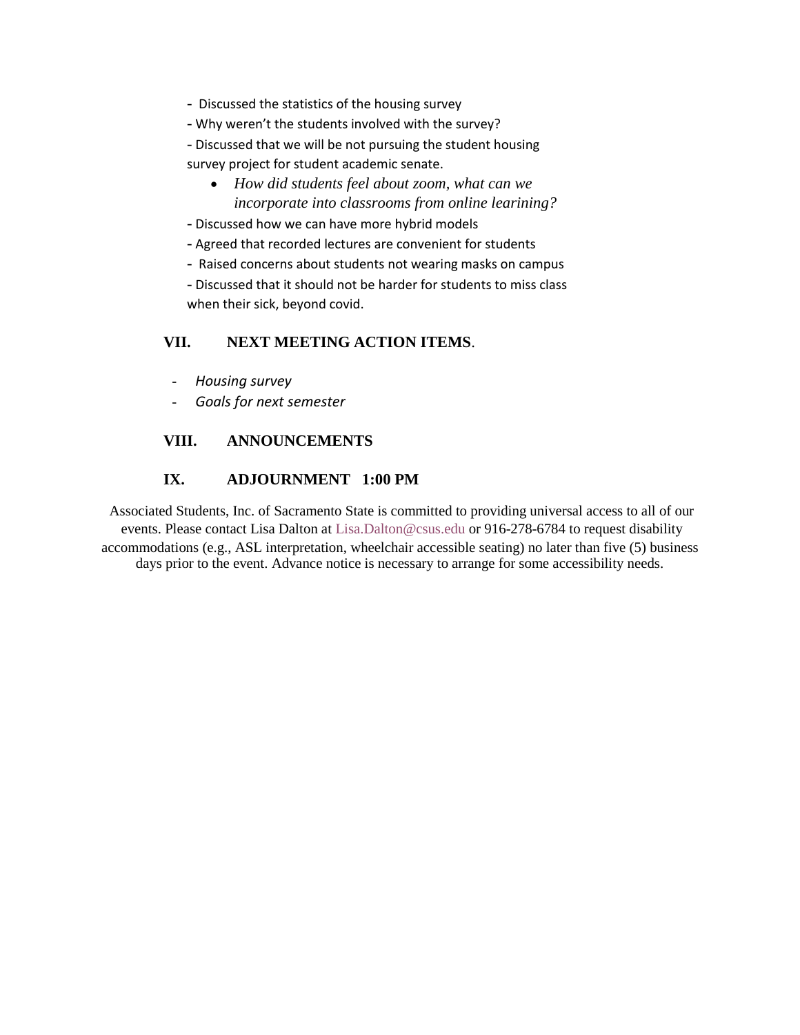- Discussed the statistics of the housing survey

- Why weren't the students involved with the survey?

- Discussed that we will be not pursuing the student housing survey project for student academic senate.

  - *How did students feel about zoom, what can we incorporate into classrooms from online learining?*

- Discussed how we can have more hybrid models

- Agreed that recorded lectures are convenient for students

- Raised concerns about students not wearing masks on campus

- Discussed that it should not be harder for students to miss class when their sick, beyond covid.

## VII. NEXT MEETING ACTION ITEMS.

- *Housing survey*
- *Goals for next semester*

## VIII. ANNOUNCEMENTS

## IX. ADJOURNMENT 1:00 PM

Associated Students, Inc. of Sacramento State is committed to providing universal access to all of our events. Please contact Lisa Dalton at Lisa.Dalton@csus.edu or 916-278-6784 to request disability accommodations (e.g., ASL interpretation, wheelchair accessible seating) no later than five (5) business days prior to the event. Advance notice is necessary to arrange for some accessibility needs.